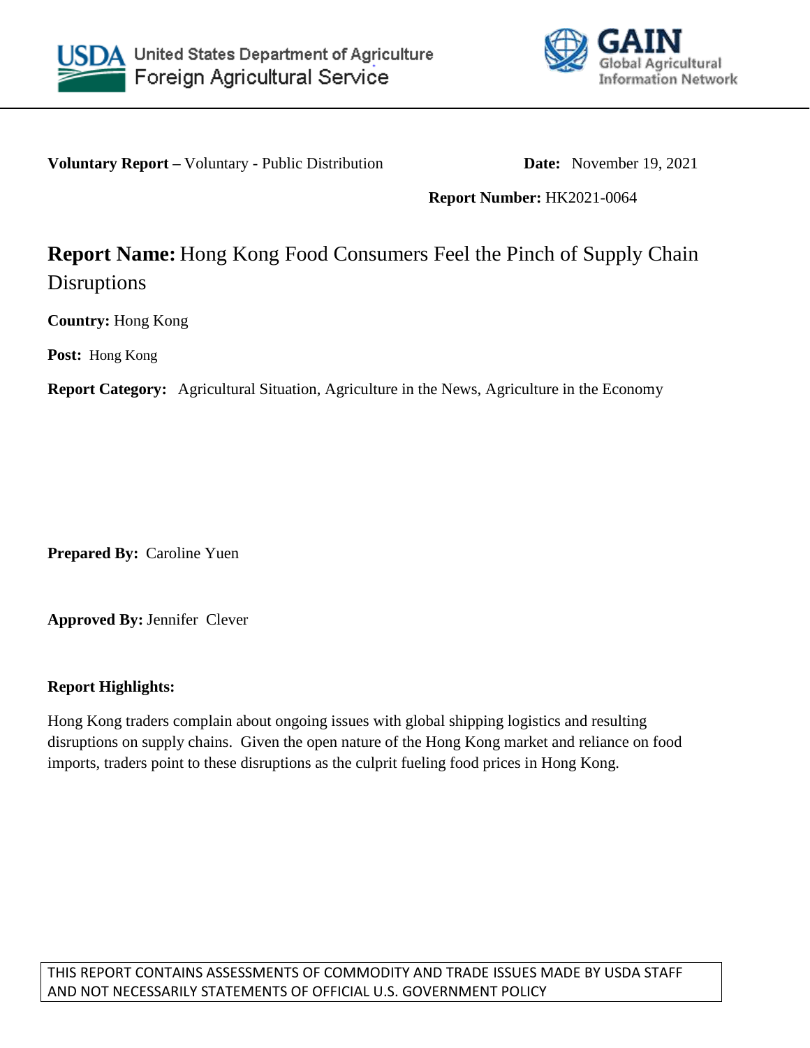United States Department of Agriculture
Foreign Agricultural Service

GAIN
Global Agricultural Information Network

**Voluntary Report –** Voluntary - Public Distribution **Date:** November 19, 2021

**Report Number:** HK2021-0064

# Report Name: Hong Kong Food Consumers Feel the Pinch of Supply Chain Disruptions

**Country:** Hong Kong

**Post:** Hong Kong

**Report Category:** Agricultural Situation, Agriculture in the News, Agriculture in the Economy

**Prepared By:** Caroline Yuen

**Approved By:** Jennifer Clever

**Report Highlights:**

Hong Kong traders complain about ongoing issues with global shipping logistics and resulting disruptions on supply chains. Given the open nature of the Hong Kong market and reliance on food imports, traders point to these disruptions as the culprit fueling food prices in Hong Kong.

THIS REPORT CONTAINS ASSESSMENTS OF COMMODITY AND TRADE ISSUES MADE BY USDA STAFF AND NOT NECESSARILY STATEMENTS OF OFFICIAL U.S. GOVERNMENT POLICY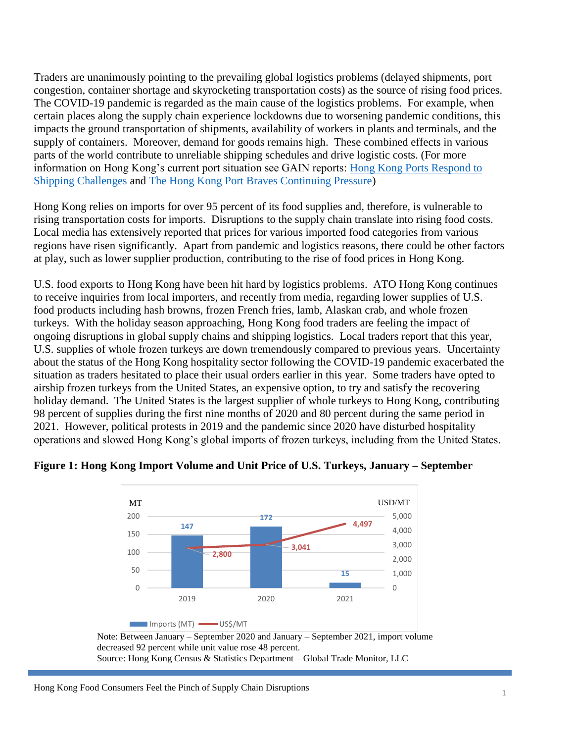Traders are unanimously pointing to the prevailing global logistics problems (delayed shipments, port congestion, container shortage and skyrocketing transportation costs) as the source of rising food prices. The COVID-19 pandemic is regarded as the main cause of the logistics problems. For example, when certain places along the supply chain experience lockdowns due to worsening pandemic conditions, this impacts the ground transportation of shipments, availability of workers in plants and terminals, and the supply of containers. Moreover, demand for goods remains high. These combined effects in various parts of the world contribute to unreliable shipping schedules and drive logistic costs. (For more information on Hong Kong's current port situation see GAIN reports: [Hong Kong Ports Respond to Shipping Challenges](#) and [The Hong Kong Port Braves Continuing Pressure](#))

Hong Kong relies on imports for over 95 percent of its food supplies and, therefore, is vulnerable to rising transportation costs for imports. Disruptions to the supply chain translate into rising food costs. Local media has extensively reported that prices for various imported food categories from various regions have risen significantly. Apart from pandemic and logistics reasons, there could be other factors at play, such as lower supplier production, contributing to the rise of food prices in Hong Kong.

U.S. food exports to Hong Kong have been hit hard by logistics problems. ATO Hong Kong continues to receive inquiries from local importers, and recently from media, regarding lower supplies of U.S. food products including hash browns, frozen French fries, lamb, Alaskan crab, and whole frozen turkeys. With the holiday season approaching, Hong Kong food traders are feeling the impact of ongoing disruptions in global supply chains and shipping logistics. Local traders report that this year, U.S. supplies of whole frozen turkeys are down tremendously compared to previous years. Uncertainty about the status of the Hong Kong hospitality sector following the COVID-19 pandemic exacerbated the situation as traders hesitated to place their usual orders earlier in this year. Some traders have opted to airship frozen turkeys from the United States, an expensive option, to try and satisfy the recovering holiday demand. The United States is the largest supplier of whole turkeys to Hong Kong, contributing 98 percent of supplies during the first nine months of 2020 and 80 percent during the same period in 2021. However, political protests in 2019 and the pandemic since 2020 have disturbed hospitality operations and slowed Hong Kong's global imports of frozen turkeys, including from the United States.

**Figure 1: Hong Kong Import Volume and Unit Price of U.S. Turkeys, January – September**

| Year | Imports (MT) | US$/MT |
| --- | --- | --- |
| 2019 | 147 | 2,800 |
| 2020 | 172 | 3,041 |
| 2021 | 15 | 4,497 |

Note: Between January – September 2020 and January – September 2021, import volume decreased 92 percent while unit value rose 48 percent.
Source: Hong Kong Census & Statistics Department – Global Trade Monitor, LLC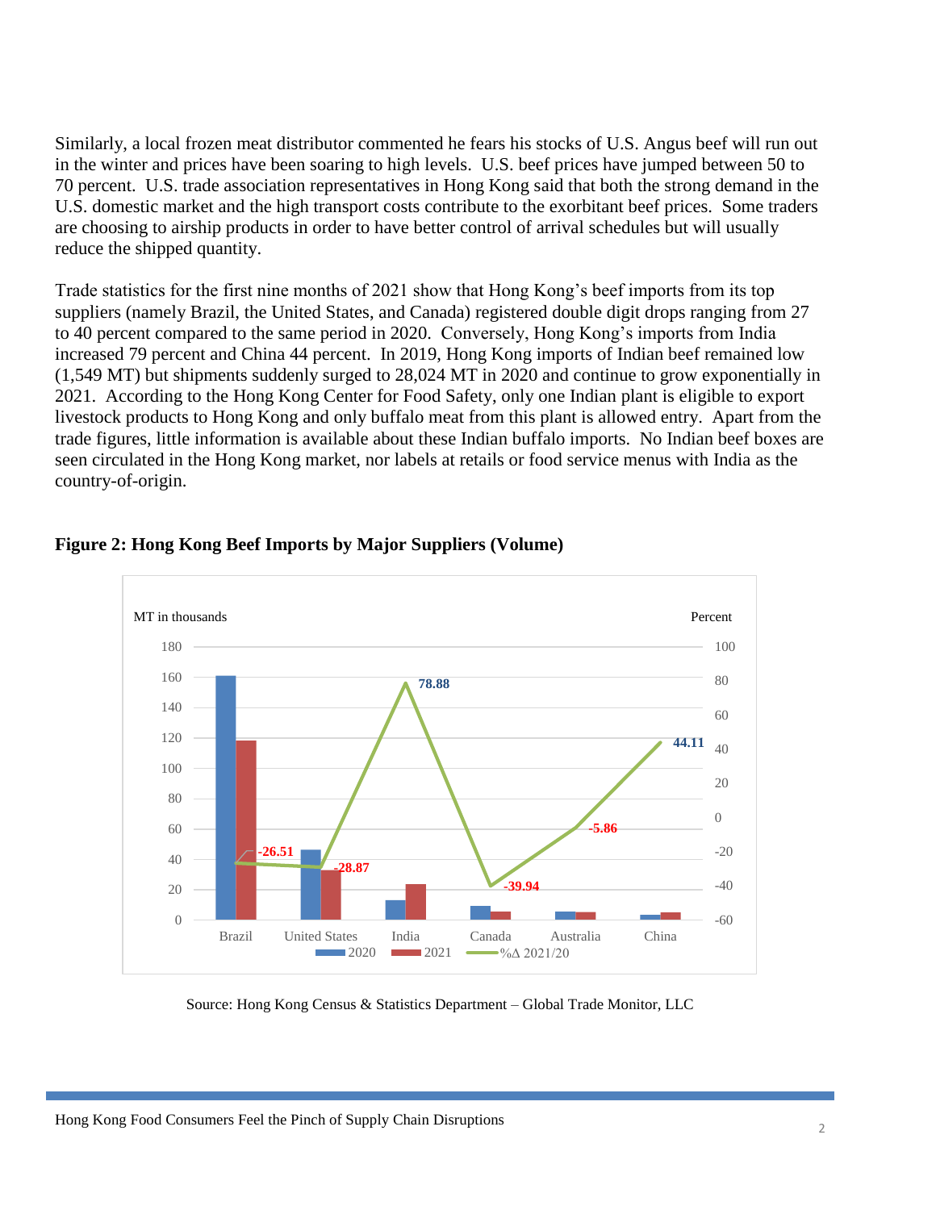Similarly, a local frozen meat distributor commented he fears his stocks of U.S. Angus beef will run out in the winter and prices have been soaring to high levels. U.S. beef prices have jumped between 50 to 70 percent. U.S. trade association representatives in Hong Kong said that both the strong demand in the U.S. domestic market and the high transport costs contribute to the exorbitant beef prices. Some traders are choosing to airship products in order to have better control of arrival schedules but will usually reduce the shipped quantity.

Trade statistics for the first nine months of 2021 show that Hong Kong's beef imports from its top suppliers (namely Brazil, the United States, and Canada) registered double digit drops ranging from 27 to 40 percent compared to the same period in 2020. Conversely, Hong Kong's imports from India increased 79 percent and China 44 percent. In 2019, Hong Kong imports of Indian beef remained low (1,549 MT) but shipments suddenly surged to 28,024 MT in 2020 and continue to grow exponentially in 2021. According to the Hong Kong Center for Food Safety, only one Indian plant is eligible to export livestock products to Hong Kong and only buffalo meat from this plant is allowed entry. Apart from the trade figures, little information is available about these Indian buffalo imports. No Indian beef boxes are seen circulated in the Hong Kong market, nor labels at retails or food service menus with India as the country-of-origin.

**Figure 2: Hong Kong Beef Imports by Major Suppliers (Volume)**

| Supplier | %Δ 2021/20 |
|---|---|
| Brazil | -26.51 |
| United States | -28.87 |
| India | 78.88 |
| Canada | -39.94 |
| Australia | -5.86 |
| China | 44.11 |

Source: Hong Kong Census & Statistics Department – Global Trade Monitor, LLC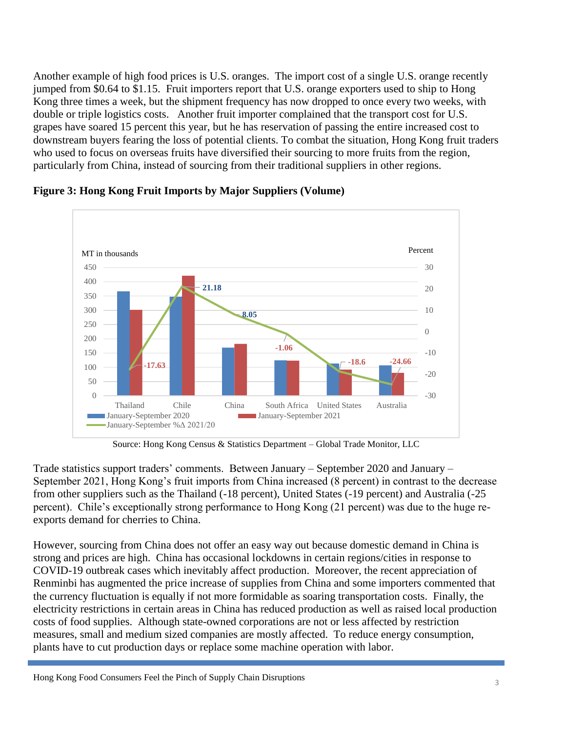Another example of high food prices is U.S. oranges. The import cost of a single U.S. orange recently jumped from $0.64 to $1.15. Fruit importers report that U.S. orange exporters used to ship to Hong Kong three times a week, but the shipment frequency has now dropped to once every two weeks, with double or triple logistics costs. Another fruit importer complained that the transport cost for U.S. grapes have soared 15 percent this year, but he has reservation of passing the entire increased cost to downstream buyers fearing the loss of potential clients. To combat the situation, Hong Kong fruit traders who used to focus on overseas fruits have diversified their sourcing to more fruits from the region, particularly from China, instead of sourcing from their traditional suppliers in other regions.

**Figure 3: Hong Kong Fruit Imports by Major Suppliers (Volume)**

| Supplier | January-September %Δ 2021/20 |
|---|---|
| Thailand | -17.63 |
| Chile | 21.18 |
| China | 8.05 |
| South Africa | -1.06 |
| United States | -18.6 |
| Australia | -24.66 |

Source: Hong Kong Census & Statistics Department – Global Trade Monitor, LLC

Trade statistics support traders' comments. Between January – September 2020 and January – September 2021, Hong Kong's fruit imports from China increased (8 percent) in contrast to the decrease from other suppliers such as the Thailand (-18 percent), United States (-19 percent) and Australia (-25 percent). Chile's exceptionally strong performance to Hong Kong (21 percent) was due to the huge re-exports demand for cherries to China.

However, sourcing from China does not offer an easy way out because domestic demand in China is strong and prices are high. China has occasional lockdowns in certain regions/cities in response to COVID-19 outbreak cases which inevitably affect production. Moreover, the recent appreciation of Renminbi has augmented the price increase of supplies from China and some importers commented that the currency fluctuation is equally if not more formidable as soaring transportation costs. Finally, the electricity restrictions in certain areas in China has reduced production as well as raised local production costs of food supplies. Although state-owned corporations are not or less affected by restriction measures, small and medium sized companies are mostly affected. To reduce energy consumption, plants have to cut production days or replace some machine operation with labor.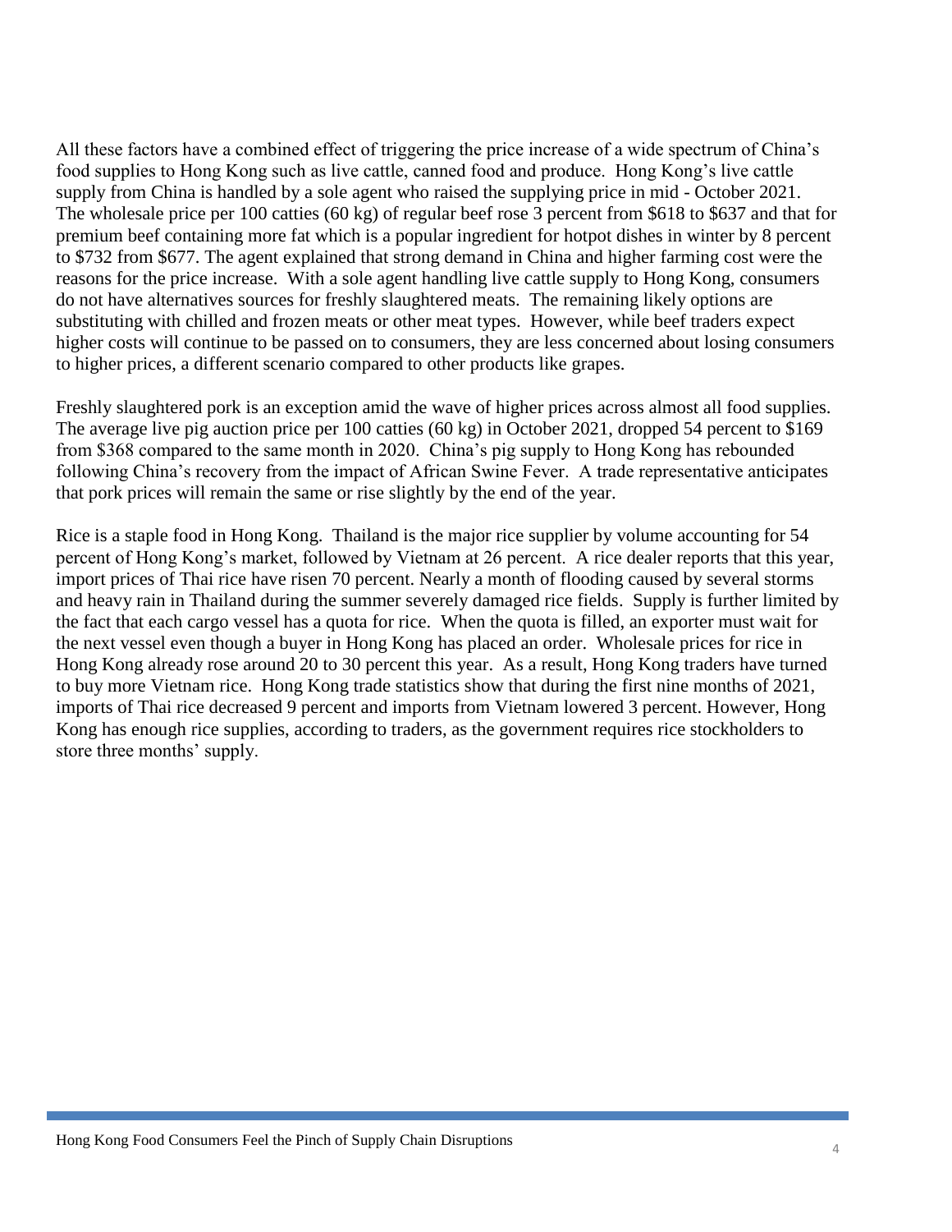All these factors have a combined effect of triggering the price increase of a wide spectrum of China's food supplies to Hong Kong such as live cattle, canned food and produce. Hong Kong's live cattle supply from China is handled by a sole agent who raised the supplying price in mid - October 2021. The wholesale price per 100 catties (60 kg) of regular beef rose 3 percent from $618 to $637 and that for premium beef containing more fat which is a popular ingredient for hotpot dishes in winter by 8 percent to $732 from $677. The agent explained that strong demand in China and higher farming cost were the reasons for the price increase. With a sole agent handling live cattle supply to Hong Kong, consumers do not have alternatives sources for freshly slaughtered meats. The remaining likely options are substituting with chilled and frozen meats or other meat types. However, while beef traders expect higher costs will continue to be passed on to consumers, they are less concerned about losing consumers to higher prices, a different scenario compared to other products like grapes.

Freshly slaughtered pork is an exception amid the wave of higher prices across almost all food supplies. The average live pig auction price per 100 catties (60 kg) in October 2021, dropped 54 percent to $169 from $368 compared to the same month in 2020. China's pig supply to Hong Kong has rebounded following China's recovery from the impact of African Swine Fever. A trade representative anticipates that pork prices will remain the same or rise slightly by the end of the year.

Rice is a staple food in Hong Kong. Thailand is the major rice supplier by volume accounting for 54 percent of Hong Kong's market, followed by Vietnam at 26 percent. A rice dealer reports that this year, import prices of Thai rice have risen 70 percent. Nearly a month of flooding caused by several storms and heavy rain in Thailand during the summer severely damaged rice fields. Supply is further limited by the fact that each cargo vessel has a quota for rice. When the quota is filled, an exporter must wait for the next vessel even though a buyer in Hong Kong has placed an order. Wholesale prices for rice in Hong Kong already rose around 20 to 30 percent this year. As a result, Hong Kong traders have turned to buy more Vietnam rice. Hong Kong trade statistics show that during the first nine months of 2021, imports of Thai rice decreased 9 percent and imports from Vietnam lowered 3 percent. However, Hong Kong has enough rice supplies, according to traders, as the government requires rice stockholders to store three months' supply.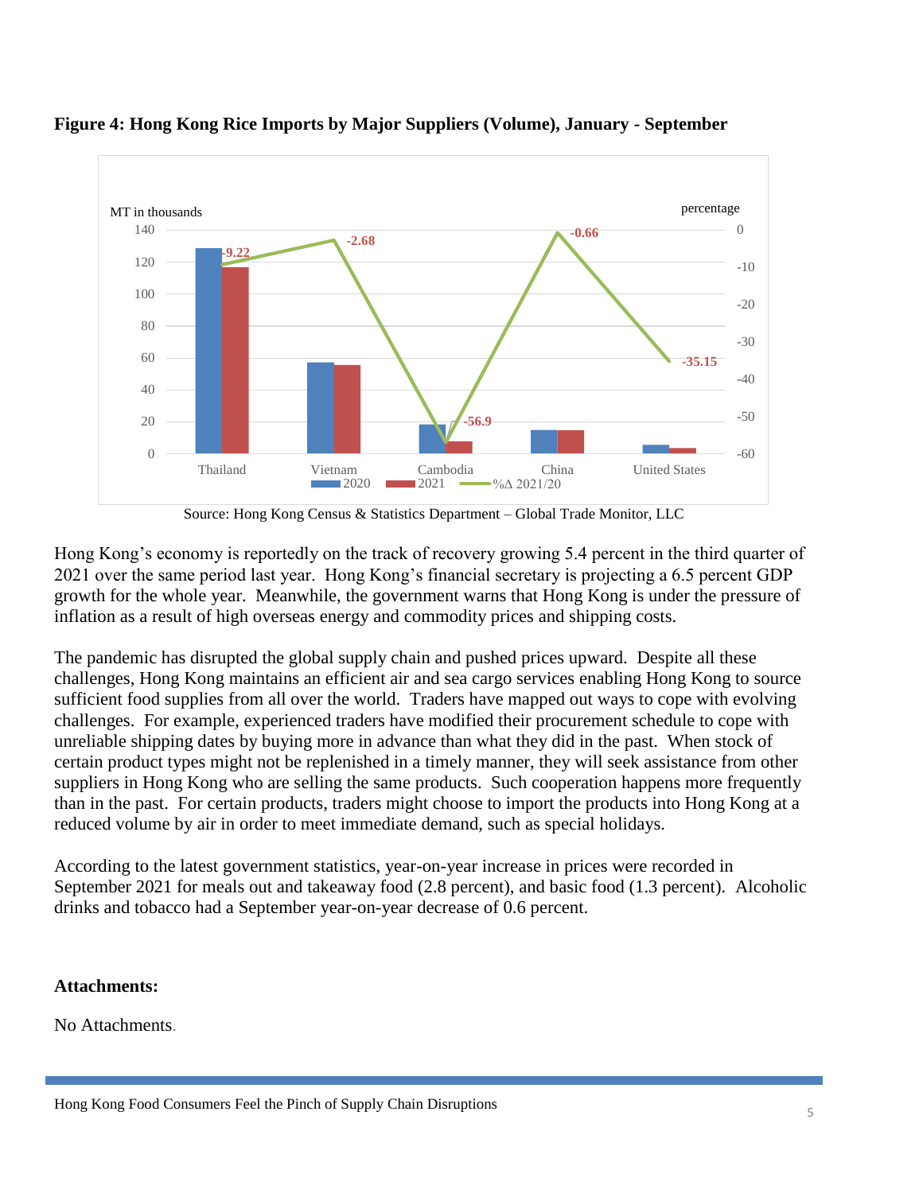**Figure 4: Hong Kong Rice Imports by Major Suppliers (Volume), January - September**

MT in thousands

percentage

140
120
100
80
60
40
20
0

0
-10
-20
-30
-40
-50
-60

-9.22
-2.68
-56.9
-0.66
-35.15

Thailand
Vietnam
Cambodia
China
United States

2020
2021
%Δ 2021/20

Source: Hong Kong Census & Statistics Department – Global Trade Monitor, LLC

Hong Kong's economy is reportedly on the track of recovery growing 5.4 percent in the third quarter of 2021 over the same period last year. Hong Kong's financial secretary is projecting a 6.5 percent GDP growth for the whole year. Meanwhile, the government warns that Hong Kong is under the pressure of inflation as a result of high overseas energy and commodity prices and shipping costs.

The pandemic has disrupted the global supply chain and pushed prices upward. Despite all these challenges, Hong Kong maintains an efficient air and sea cargo services enabling Hong Kong to source sufficient food supplies from all over the world. Traders have mapped out ways to cope with evolving challenges. For example, experienced traders have modified their procurement schedule to cope with unreliable shipping dates by buying more in advance than what they did in the past. When stock of certain product types might not be replenished in a timely manner, they will seek assistance from other suppliers in Hong Kong who are selling the same products. Such cooperation happens more frequently than in the past. For certain products, traders might choose to import the products into Hong Kong at a reduced volume by air in order to meet immediate demand, such as special holidays.

According to the latest government statistics, year-on-year increase in prices were recorded in September 2021 for meals out and takeaway food (2.8 percent), and basic food (1.3 percent). Alcoholic drinks and tobacco had a September year-on-year decrease of 0.6 percent.

**Attachments:**

No Attachments.